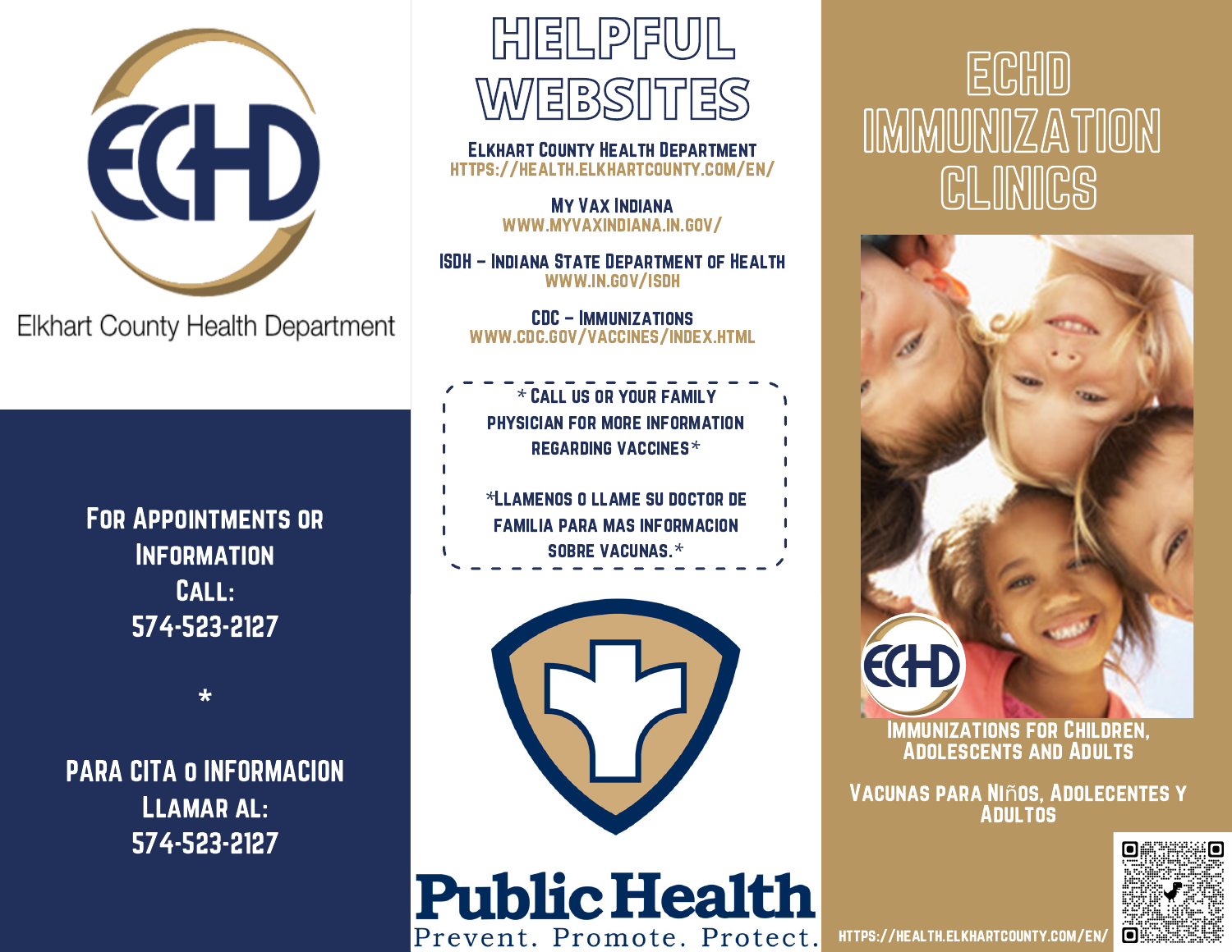Elkhart County Health Department

**For Appointments or Information Call:**
**574-523-2127**

*

**PARA CITA o INFORMACION Llamar al:**
**574-523-2127**

# Helpful Websites

**Elkhart County Health Department**
HTTPS://HEALTH.ELKHARTCOUNTY.COM/EN/

**My Vax Indiana**
WWW.MYVAXINDIANA.IN.GOV/

**ISDH – Indiana State Department of Health**
WWW.IN.GOV/ISDH

**CDC – Immunizations**
WWW.CDC.GOV/VACCINES/INDEX.HTML

* Call us or your family physician for more information regarding vaccines*

*Llamenos o llame su doctor de familia para mas informacion sobre vacunas.*

Public Health
Prevent. Promote. Protect.

# ECHD Immunization Clinics

**Immunizations for Children, Adolescents and Adults**

**Vacunas para Niños, Adolecentes y Adultos**

HTTPS://HEALTH.ELKHARTCOUNTY.COM/EN/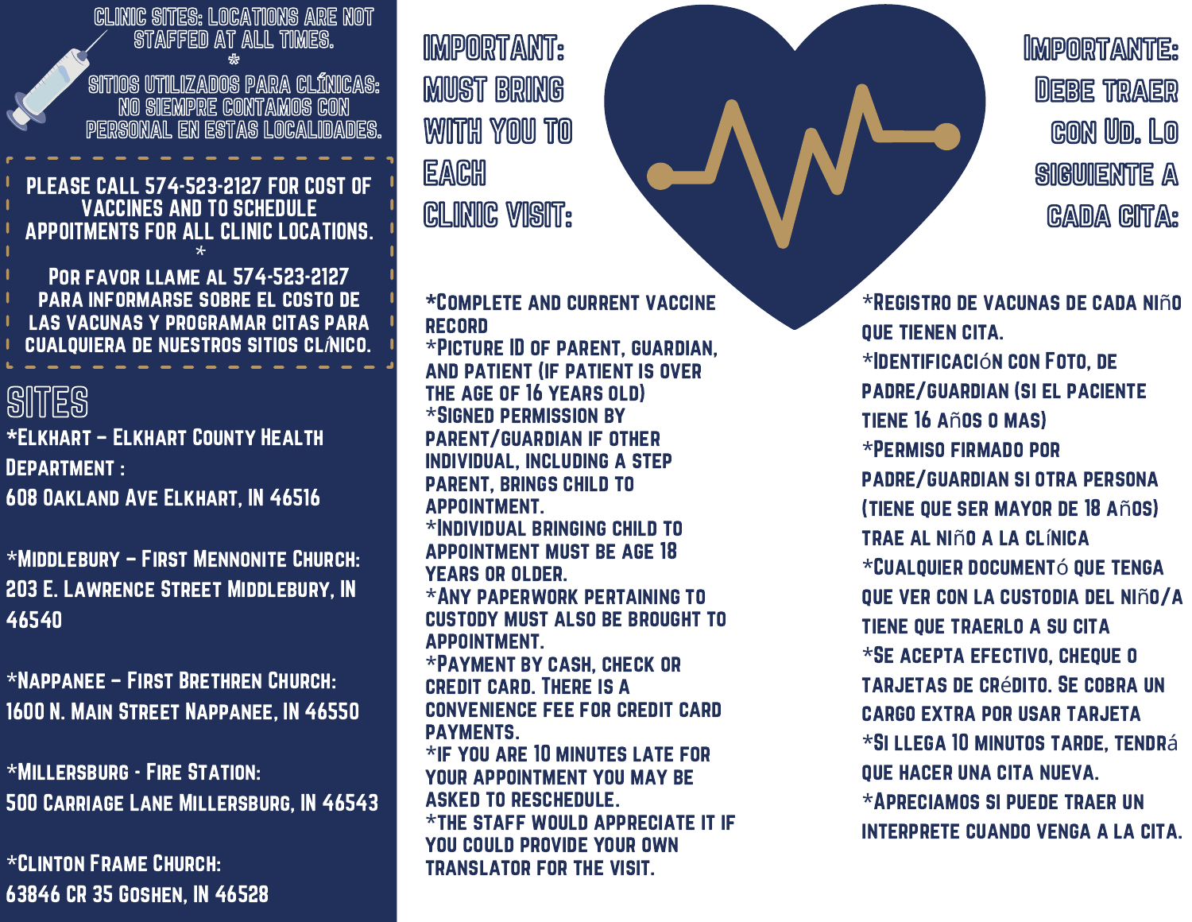CLINIC SITES: LOCATIONS ARE NOT STAFFED AT ALL TIMES.

*

SITIOS UTILIZADOS PARA CLÍNICAS: NO SIEMPRE CONTAMOS CON PERSONAL EN ESTAS LOCALIDADES.

**PLEASE CALL 574-523-2127 FOR COST OF VACCINES AND TO SCHEDULE APPOITMENTS FOR ALL CLINIC LOCATIONS.**

*

**POR FAVOR LLAME AL 574-523-2127 PARA INFORMARSE SOBRE EL COSTO DE LAS VACUNAS Y PROGRAMAR CITAS PARA CUALQUIERA DE NUESTROS SITIOS CLÍNICO.**

## SITES

*ELKHART – ELKHART COUNTY HEALTH DEPARTMENT :
608 OAKLAND AVE ELKHART, IN 46516

*MIDDLEBURY – FIRST MENNONITE CHURCH:
203 E. LAWRENCE STREET MIDDLEBURY, IN 46540

*NAPPANEE – FIRST BRETHREN CHURCH:
1600 N. MAIN STREET NAPPANEE, IN 46550

*MILLERSBURG - FIRE STATION:
500 CARRIAGE LANE MILLERSBURG, IN 46543

*CLINTON FRAME CHURCH:
63846 CR 35 GOSHEN, IN 46528

## IMPORTANT: MUST BRING WITH YOU TO EACH CLINIC VISIT:

*COMPLETE AND CURRENT VACCINE RECORD
*PICTURE ID OF PARENT, GUARDIAN, AND PATIENT (IF PATIENT IS OVER THE AGE OF 16 YEARS OLD)
*SIGNED PERMISSION BY PARENT/GUARDIAN IF OTHER INDIVIDUAL, INCLUDING A STEP PARENT, BRINGS CHILD TO APPOINTMENT.
*INDIVIDUAL BRINGING CHILD TO APPOINTMENT MUST BE AGE 18 YEARS OR OLDER.
*ANY PAPERWORK PERTAINING TO CUSTODY MUST ALSO BE BROUGHT TO APPOINTMENT.
*PAYMENT BY CASH, CHECK OR CREDIT CARD. THERE IS A CONVENIENCE FEE FOR CREDIT CARD PAYMENTS.
*IF YOU ARE 10 MINUTES LATE FOR YOUR APPOINTMENT YOU MAY BE ASKED TO RESCHEDULE.
*THE STAFF WOULD APPRECIATE IT IF YOU COULD PROVIDE YOUR OWN TRANSLATOR FOR THE VISIT.

## IMPORTANTE: DEBE TRAER CON UD. LO SIGUIENTE A CADA CITA:

*REGISTRO DE VACUNAS DE CADA NIñO QUE TIENEN CITA.
*IDENTIFICACIóN CON FOTO, DE PADRE/GUARDIAN (SI EL PACIENTE TIENE 16 AñOS O MAS)
*PERMISO FIRMADO POR PADRE/GUARDIAN SI OTRA PERSONA (TIENE QUE SER MAYOR DE 18 AñOS) TRAE AL NIñO A LA CLÍNICA
*CUALQUIER DOCUMENTó QUE TENGA QUE VER CON LA CUSTODIA DEL NIñO/A TIENE QUE TRAERLO A SU CITA
*SE ACEPTA EFECTIVO, CHEQUE O TARJETAS DE CRéDITO. SE COBRA UN CARGO EXTRA POR USAR TARJETA
*SI LLEGA 10 MINUTOS TARDE, TENDRá QUE HACER UNA CITA NUEVA.
*APRECIAMOS SI PUEDE TRAER UN INTERPRETE CUANDO VENGA A LA CITA.